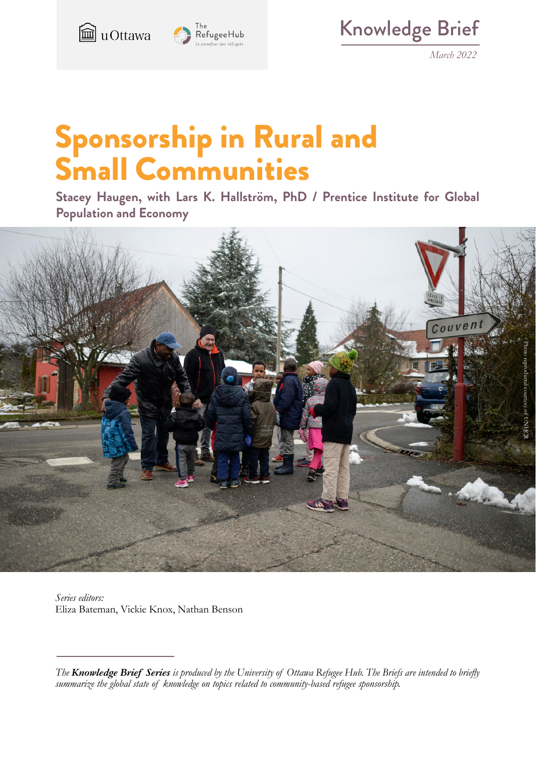Knowledge Brief

*March 2022*

# Sponsorship in Rural and Small Communities

**Stacey Haugen, with Lars K. Hallström, PhD / Prentice Institute for Global Population and Economy**

Photo reproduced courtesy of UNHCR

*Series editors:*
Eliza Bateman, Vickie Knox, Nathan Benson

---

*The **Knowledge Brief Series** is produced by the University of Ottawa Refugee Hub. The Briefs are intended to briefly summarize the global state of knowledge on topics related to community-based refugee sponsorship.*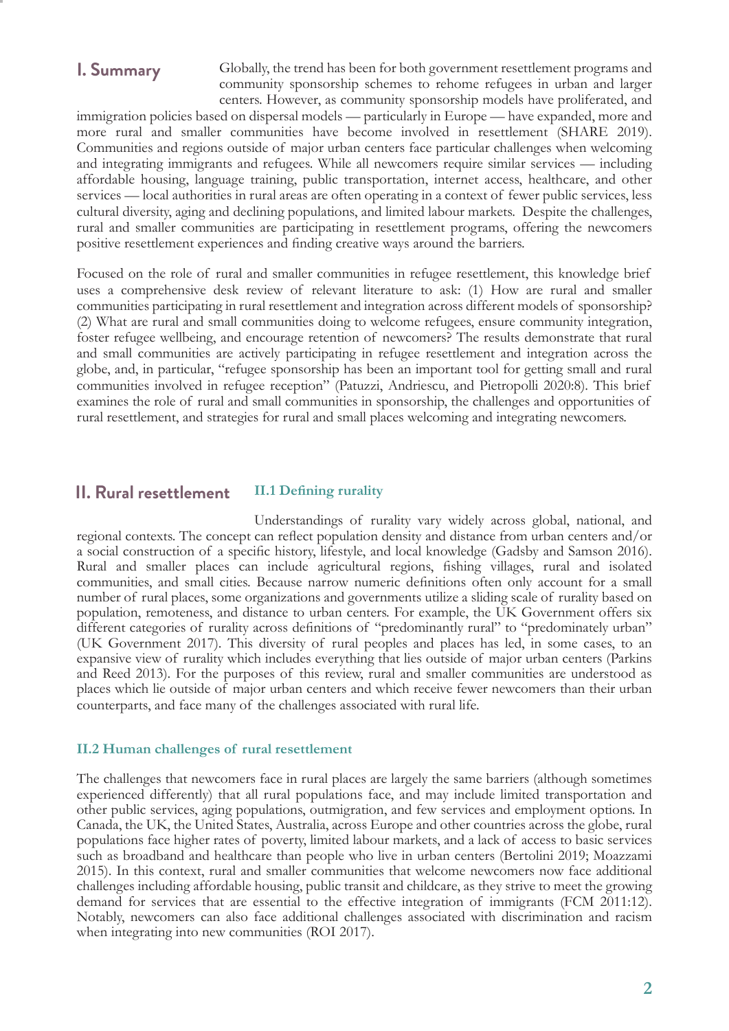## I. Summary

Globally, the trend has been for both government resettlement programs and community sponsorship schemes to rehome refugees in urban and larger centers. However, as community sponsorship models have proliferated, and immigration policies based on dispersal models — particularly in Europe — have expanded, more and more rural and smaller communities have become involved in resettlement (SHARE 2019). Communities and regions outside of major urban centers face particular challenges when welcoming and integrating immigrants and refugees. While all newcomers require similar services — including affordable housing, language training, public transportation, internet access, healthcare, and other services — local authorities in rural areas are often operating in a context of fewer public services, less cultural diversity, aging and declining populations, and limited labour markets. Despite the challenges, rural and smaller communities are participating in resettlement programs, offering the newcomers positive resettlement experiences and finding creative ways around the barriers.

Focused on the role of rural and smaller communities in refugee resettlement, this knowledge brief uses a comprehensive desk review of relevant literature to ask: (1) How are rural and smaller communities participating in rural resettlement and integration across different models of sponsorship? (2) What are rural and small communities doing to welcome refugees, ensure community integration, foster refugee wellbeing, and encourage retention of newcomers? The results demonstrate that rural and small communities are actively participating in refugee resettlement and integration across the globe, and, in particular, "refugee sponsorship has been an important tool for getting small and rural communities involved in refugee reception" (Patuzzi, Andriescu, and Pietropolli 2020:8). This brief examines the role of rural and small communities in sponsorship, the challenges and opportunities of rural resettlement, and strategies for rural and small places welcoming and integrating newcomers.

## II. Rural resettlement

### II.1 Defining rurality

Understandings of rurality vary widely across global, national, and regional contexts. The concept can reflect population density and distance from urban centers and/or a social construction of a specific history, lifestyle, and local knowledge (Gadsby and Samson 2016). Rural and smaller places can include agricultural regions, fishing villages, rural and isolated communities, and small cities. Because narrow numeric definitions often only account for a small number of rural places, some organizations and governments utilize a sliding scale of rurality based on population, remoteness, and distance to urban centers. For example, the UK Government offers six different categories of rurality across definitions of "predominantly rural" to "predominately urban" (UK Government 2017). This diversity of rural peoples and places has led, in some cases, to an expansive view of rurality which includes everything that lies outside of major urban centers (Parkins and Reed 2013). For the purposes of this review, rural and smaller communities are understood as places which lie outside of major urban centers and which receive fewer newcomers than their urban counterparts, and face many of the challenges associated with rural life.

### II.2 Human challenges of rural resettlement

The challenges that newcomers face in rural places are largely the same barriers (although sometimes experienced differently) that all rural populations face, and may include limited transportation and other public services, aging populations, outmigration, and few services and employment options. In Canada, the UK, the United States, Australia, across Europe and other countries across the globe, rural populations face higher rates of poverty, limited labour markets, and a lack of access to basic services such as broadband and healthcare than people who live in urban centers (Bertolini 2019; Moazzami 2015). In this context, rural and smaller communities that welcome newcomers now face additional challenges including affordable housing, public transit and childcare, as they strive to meet the growing demand for services that are essential to the effective integration of immigrants (FCM 2011:12). Notably, newcomers can also face additional challenges associated with discrimination and racism when integrating into new communities (ROI 2017).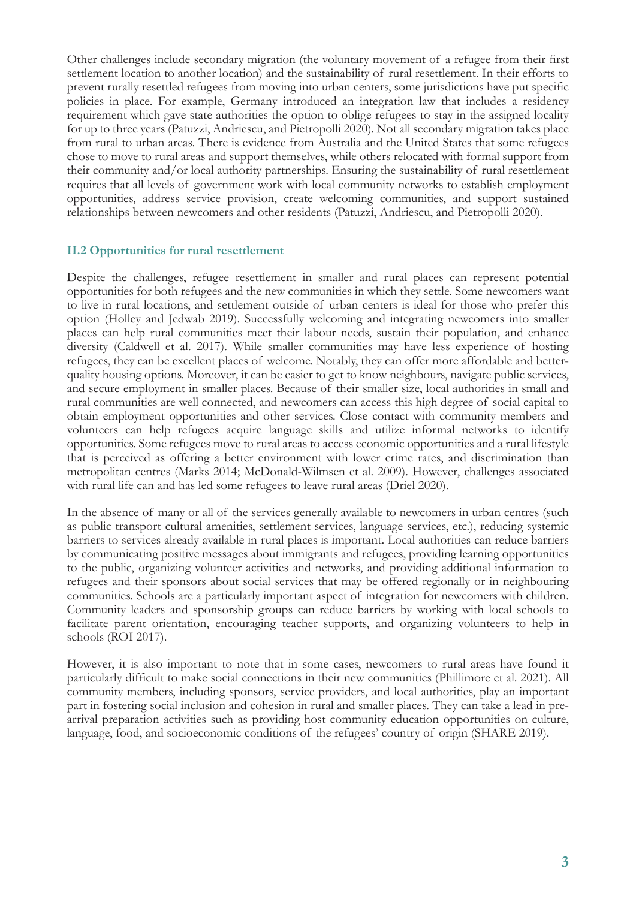Other challenges include secondary migration (the voluntary movement of a refugee from their first settlement location to another location) and the sustainability of rural resettlement. In their efforts to prevent rurally resettled refugees from moving into urban centers, some jurisdictions have put specific policies in place. For example, Germany introduced an integration law that includes a residency requirement which gave state authorities the option to oblige refugees to stay in the assigned locality for up to three years (Patuzzi, Andriescu, and Pietropolli 2020). Not all secondary migration takes place from rural to urban areas. There is evidence from Australia and the United States that some refugees chose to move to rural areas and support themselves, while others relocated with formal support from their community and/or local authority partnerships. Ensuring the sustainability of rural resettlement requires that all levels of government work with local community networks to establish employment opportunities, address service provision, create welcoming communities, and support sustained relationships between newcomers and other residents (Patuzzi, Andriescu, and Pietropolli 2020).

### II.2 Opportunities for rural resettlement

Despite the challenges, refugee resettlement in smaller and rural places can represent potential opportunities for both refugees and the new communities in which they settle. Some newcomers want to live in rural locations, and settlement outside of urban centers is ideal for those who prefer this option (Holley and Jedwab 2019). Successfully welcoming and integrating newcomers into smaller places can help rural communities meet their labour needs, sustain their population, and enhance diversity (Caldwell et al. 2017). While smaller communities may have less experience of hosting refugees, they can be excellent places of welcome. Notably, they can offer more affordable and better-quality housing options. Moreover, it can be easier to get to know neighbours, navigate public services, and secure employment in smaller places. Because of their smaller size, local authorities in small and rural communities are well connected, and newcomers can access this high degree of social capital to obtain employment opportunities and other services. Close contact with community members and volunteers can help refugees acquire language skills and utilize informal networks to identify opportunities. Some refugees move to rural areas to access economic opportunities and a rural lifestyle that is perceived as offering a better environment with lower crime rates, and discrimination than metropolitan centres (Marks 2014; McDonald-Wilmsen et al. 2009). However, challenges associated with rural life can and has led some refugees to leave rural areas (Driel 2020).

In the absence of many or all of the services generally available to newcomers in urban centres (such as public transport cultural amenities, settlement services, language services, etc.), reducing systemic barriers to services already available in rural places is important. Local authorities can reduce barriers by communicating positive messages about immigrants and refugees, providing learning opportunities to the public, organizing volunteer activities and networks, and providing additional information to refugees and their sponsors about social services that may be offered regionally or in neighbouring communities. Schools are a particularly important aspect of integration for newcomers with children. Community leaders and sponsorship groups can reduce barriers by working with local schools to facilitate parent orientation, encouraging teacher supports, and organizing volunteers to help in schools (ROI 2017).

However, it is also important to note that in some cases, newcomers to rural areas have found it particularly difficult to make social connections in their new communities (Phillimore et al. 2021). All community members, including sponsors, service providers, and local authorities, play an important part in fostering social inclusion and cohesion in rural and smaller places. They can take a lead in pre-arrival preparation activities such as providing host community education opportunities on culture, language, food, and socioeconomic conditions of the refugees' country of origin (SHARE 2019).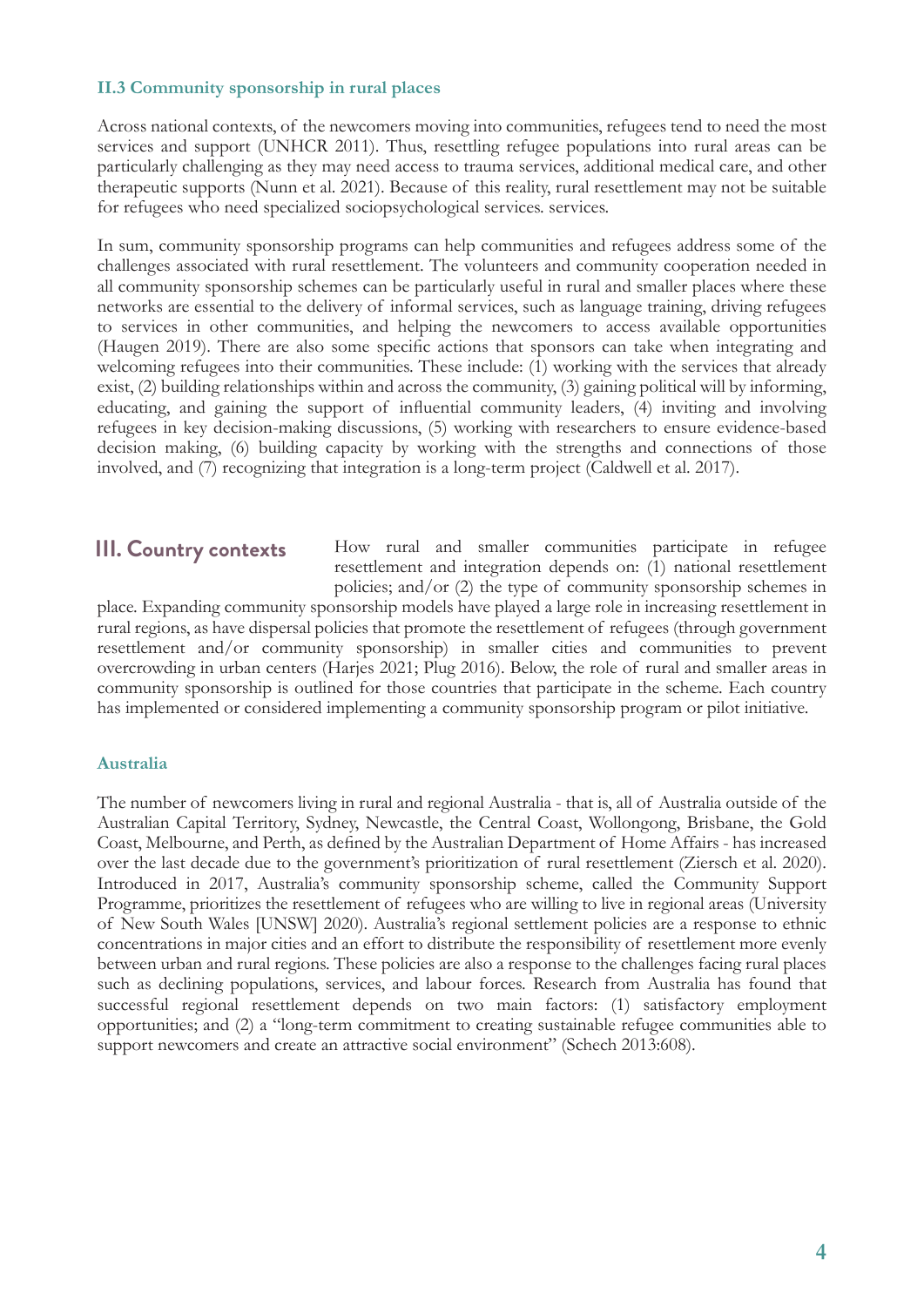### II.3 Community sponsorship in rural places

Across national contexts, of the newcomers moving into communities, refugees tend to need the most services and support (UNHCR 2011). Thus, resettling refugee populations into rural areas can be particularly challenging as they may need access to trauma services, additional medical care, and other therapeutic supports (Nunn et al. 2021). Because of this reality, rural resettlement may not be suitable for refugees who need specialized sociopsychological services. services.

In sum, community sponsorship programs can help communities and refugees address some of the challenges associated with rural resettlement. The volunteers and community cooperation needed in all community sponsorship schemes can be particularly useful in rural and smaller places where these networks are essential to the delivery of informal services, such as language training, driving refugees to services in other communities, and helping the newcomers to access available opportunities (Haugen 2019). There are also some specific actions that sponsors can take when integrating and welcoming refugees into their communities. These include: (1) working with the services that already exist, (2) building relationships within and across the community, (3) gaining political will by informing, educating, and gaining the support of influential community leaders, (4) inviting and involving refugees in key decision-making discussions, (5) working with researchers to ensure evidence-based decision making, (6) building capacity by working with the strengths and connections of those involved, and (7) recognizing that integration is a long-term project (Caldwell et al. 2017).

## III. Country contexts

How rural and smaller communities participate in refugee resettlement and integration depends on: (1) national resettlement policies; and/or (2) the type of community sponsorship schemes in place. Expanding community sponsorship models have played a large role in increasing resettlement in rural regions, as have dispersal policies that promote the resettlement of refugees (through government resettlement and/or community sponsorship) in smaller cities and communities to prevent overcrowding in urban centers (Harjes 2021; Plug 2016). Below, the role of rural and smaller areas in community sponsorship is outlined for those countries that participate in the scheme. Each country has implemented or considered implementing a community sponsorship program or pilot initiative.

### Australia

The number of newcomers living in rural and regional Australia - that is, all of Australia outside of the Australian Capital Territory, Sydney, Newcastle, the Central Coast, Wollongong, Brisbane, the Gold Coast, Melbourne, and Perth, as defined by the Australian Department of Home Affairs - has increased over the last decade due to the government's prioritization of rural resettlement (Ziersch et al. 2020). Introduced in 2017, Australia's community sponsorship scheme, called the Community Support Programme, prioritizes the resettlement of refugees who are willing to live in regional areas (University of New South Wales [UNSW] 2020). Australia's regional settlement policies are a response to ethnic concentrations in major cities and an effort to distribute the responsibility of resettlement more evenly between urban and rural regions. These policies are also a response to the challenges facing rural places such as declining populations, services, and labour forces. Research from Australia has found that successful regional resettlement depends on two main factors: (1) satisfactory employment opportunities; and (2) a "long-term commitment to creating sustainable refugee communities able to support newcomers and create an attractive social environment" (Schech 2013:608).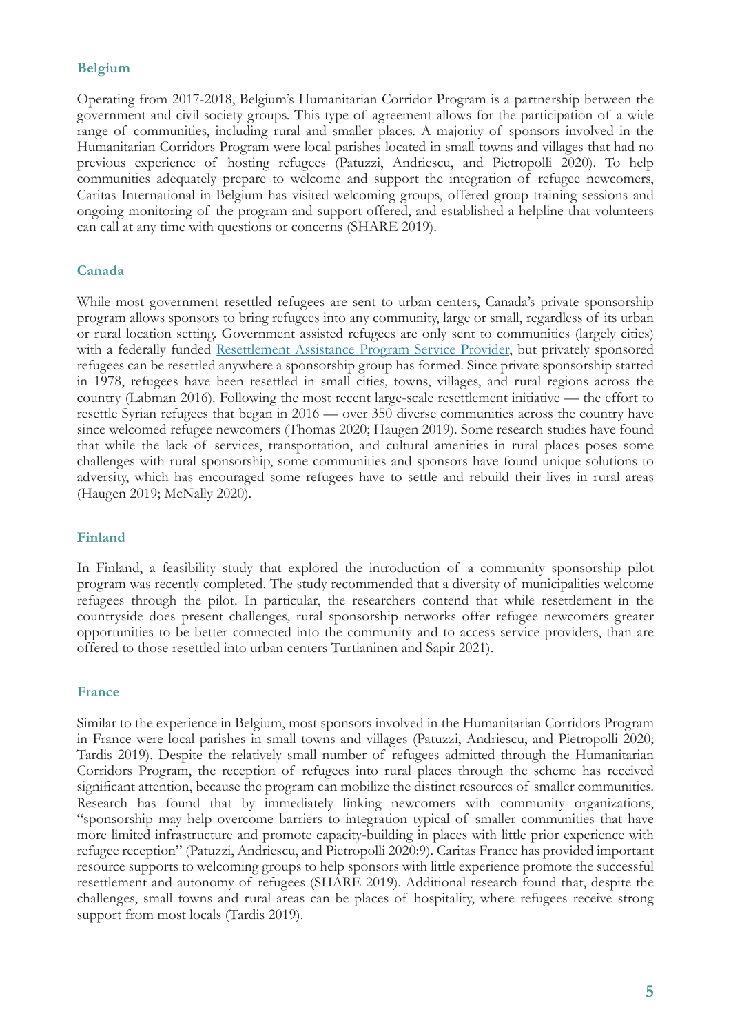### Belgium

Operating from 2017-2018, Belgium's Humanitarian Corridor Program is a partnership between the government and civil society groups. This type of agreement allows for the participation of a wide range of communities, including rural and smaller places. A majority of sponsors involved in the Humanitarian Corridors Program were local parishes located in small towns and villages that had no previous experience of hosting refugees (Patuzzi, Andriescu, and Pietropolli 2020). To help communities adequately prepare to welcome and support the integration of refugee newcomers, Caritas International in Belgium has visited welcoming groups, offered group training sessions and ongoing monitoring of the program and support offered, and established a helpline that volunteers can call at any time with questions or concerns (SHARE 2019).

### Canada

While most government resettled refugees are sent to urban centers, Canada's private sponsorship program allows sponsors to bring refugees into any community, large or small, regardless of its urban or rural location setting. Government assisted refugees are only sent to communities (largely cities) with a federally funded Resettlement Assistance Program Service Provider, but privately sponsored refugees can be resettled anywhere a sponsorship group has formed. Since private sponsorship started in 1978, refugees have been resettled in small cities, towns, villages, and rural regions across the country (Labman 2016). Following the most recent large-scale resettlement initiative — the effort to resettle Syrian refugees that began in 2016 — over 350 diverse communities across the country have since welcomed refugee newcomers (Thomas 2020; Haugen 2019). Some research studies have found that while the lack of services, transportation, and cultural amenities in rural places poses some challenges with rural sponsorship, some communities and sponsors have found unique solutions to adversity, which has encouraged some refugees have to settle and rebuild their lives in rural areas (Haugen 2019; McNally 2020).

### Finland

In Finland, a feasibility study that explored the introduction of a community sponsorship pilot program was recently completed. The study recommended that a diversity of municipalities welcome refugees through the pilot. In particular, the researchers contend that while resettlement in the countryside does present challenges, rural sponsorship networks offer refugee newcomers greater opportunities to be better connected into the community and to access service providers, than are offered to those resettled into urban centers Turtianinen and Sapir 2021).

### France

Similar to the experience in Belgium, most sponsors involved in the Humanitarian Corridors Program in France were local parishes in small towns and villages (Patuzzi, Andriescu, and Pietropolli 2020; Tardis 2019). Despite the relatively small number of refugees admitted through the Humanitarian Corridors Program, the reception of refugees into rural places through the scheme has received significant attention, because the program can mobilize the distinct resources of smaller communities. Research has found that by immediately linking newcomers with community organizations, "sponsorship may help overcome barriers to integration typical of smaller communities that have more limited infrastructure and promote capacity-building in places with little prior experience with refugee reception" (Patuzzi, Andriescu, and Pietropolli 2020:9). Caritas France has provided important resource supports to welcoming groups to help sponsors with little experience promote the successful resettlement and autonomy of refugees (SHARE 2019). Additional research found that, despite the challenges, small towns and rural areas can be places of hospitality, where refugees receive strong support from most locals (Tardis 2019).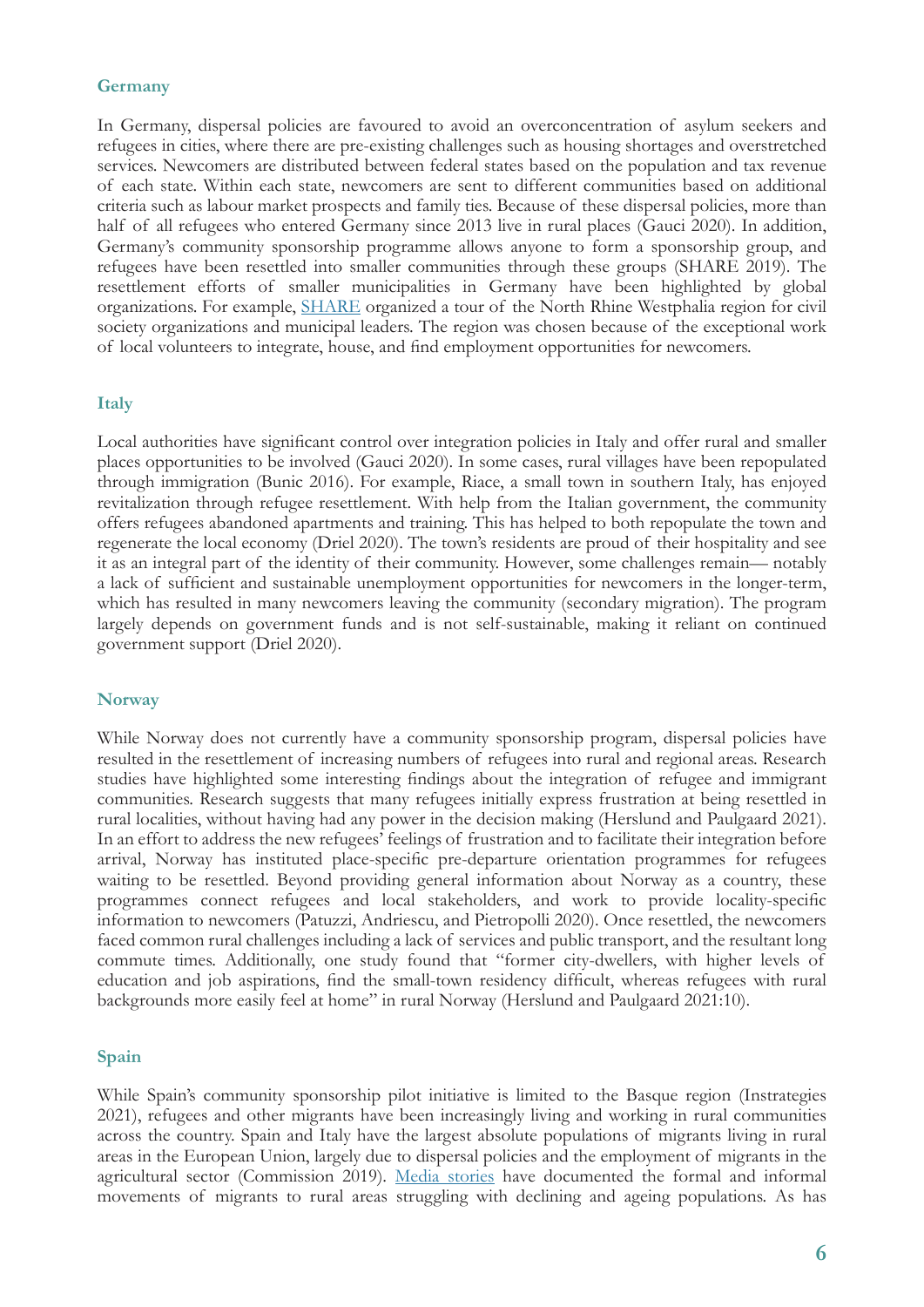### Germany

In Germany, dispersal policies are favoured to avoid an overconcentration of asylum seekers and refugees in cities, where there are pre-existing challenges such as housing shortages and overstretched services. Newcomers are distributed between federal states based on the population and tax revenue of each state. Within each state, newcomers are sent to different communities based on additional criteria such as labour market prospects and family ties. Because of these dispersal policies, more than half of all refugees who entered Germany since 2013 live in rural places (Gauci 2020). In addition, Germany's community sponsorship programme allows anyone to form a sponsorship group, and refugees have been resettled into smaller communities through these groups (SHARE 2019). The resettlement efforts of smaller municipalities in Germany have been highlighted by global organizations. For example, SHARE organized a tour of the North Rhine Westphalia region for civil society organizations and municipal leaders. The region was chosen because of the exceptional work of local volunteers to integrate, house, and find employment opportunities for newcomers.

### Italy

Local authorities have significant control over integration policies in Italy and offer rural and smaller places opportunities to be involved (Gauci 2020). In some cases, rural villages have been repopulated through immigration (Bunic 2016). For example, Riace, a small town in southern Italy, has enjoyed revitalization through refugee resettlement. With help from the Italian government, the community offers refugees abandoned apartments and training. This has helped to both repopulate the town and regenerate the local economy (Driel 2020). The town's residents are proud of their hospitality and see it as an integral part of the identity of their community. However, some challenges remain— notably a lack of sufficient and sustainable unemployment opportunities for newcomers in the longer-term, which has resulted in many newcomers leaving the community (secondary migration). The program largely depends on government funds and is not self-sustainable, making it reliant on continued government support (Driel 2020).

### Norway

While Norway does not currently have a community sponsorship program, dispersal policies have resulted in the resettlement of increasing numbers of refugees into rural and regional areas. Research studies have highlighted some interesting findings about the integration of refugee and immigrant communities. Research suggests that many refugees initially express frustration at being resettled in rural localities, without having had any power in the decision making (Herslund and Paulgaard 2021). In an effort to address the new refugees' feelings of frustration and to facilitate their integration before arrival, Norway has instituted place-specific pre-departure orientation programmes for refugees waiting to be resettled. Beyond providing general information about Norway as a country, these programmes connect refugees and local stakeholders, and work to provide locality-specific information to newcomers (Patuzzi, Andriescu, and Pietropolli 2020). Once resettled, the newcomers faced common rural challenges including a lack of services and public transport, and the resultant long commute times. Additionally, one study found that "former city-dwellers, with higher levels of education and job aspirations, find the small-town residency difficult, whereas refugees with rural backgrounds more easily feel at home" in rural Norway (Herslund and Paulgaard 2021:10).

### Spain

While Spain's community sponsorship pilot initiative is limited to the Basque region (Instrategies 2021), refugees and other migrants have been increasingly living and working in rural communities across the country. Spain and Italy have the largest absolute populations of migrants living in rural areas in the European Union, largely due to dispersal policies and the employment of migrants in the agricultural sector (Commission 2019). Media stories have documented the formal and informal movements of migrants to rural areas struggling with declining and ageing populations. As has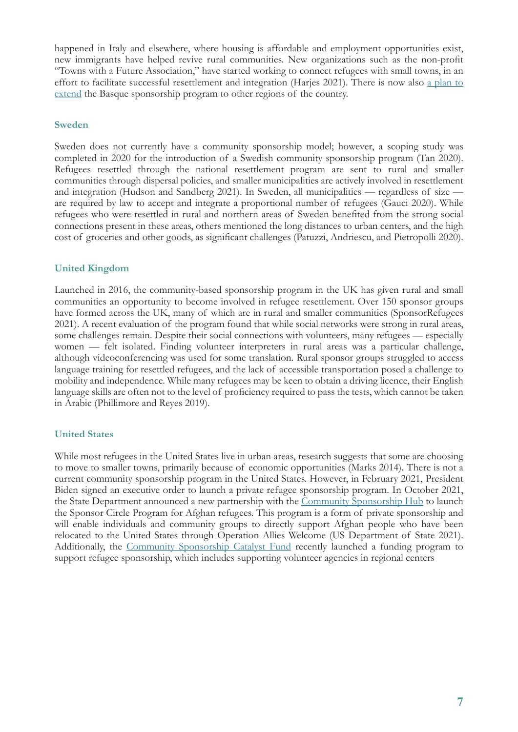happened in Italy and elsewhere, where housing is affordable and employment opportunities exist, new immigrants have helped revive rural communities. New organizations such as the non-profit "Towns with a Future Association," have started working to connect refugees with small towns, in an effort to facilitate successful resettlement and integration (Harjes 2021). There is now also a plan to extend the Basque sponsorship program to other regions of the country.

### Sweden

Sweden does not currently have a community sponsorship model; however, a scoping study was completed in 2020 for the introduction of a Swedish community sponsorship program (Tan 2020). Refugees resettled through the national resettlement program are sent to rural and smaller communities through dispersal policies, and smaller municipalities are actively involved in resettlement and integration (Hudson and Sandberg 2021). In Sweden, all municipalities — regardless of size — are required by law to accept and integrate a proportional number of refugees (Gauci 2020). While refugees who were resettled in rural and northern areas of Sweden benefited from the strong social connections present in these areas, others mentioned the long distances to urban centers, and the high cost of groceries and other goods, as significant challenges (Patuzzi, Andriescu, and Pietropolli 2020).

### United Kingdom

Launched in 2016, the community-based sponsorship program in the UK has given rural and small communities an opportunity to become involved in refugee resettlement. Over 150 sponsor groups have formed across the UK, many of which are in rural and smaller communities (SponsorRefugees 2021). A recent evaluation of the program found that while social networks were strong in rural areas, some challenges remain. Despite their social connections with volunteers, many refugees — especially women — felt isolated. Finding volunteer interpreters in rural areas was a particular challenge, although videoconferencing was used for some translation. Rural sponsor groups struggled to access language training for resettled refugees, and the lack of accessible transportation posed a challenge to mobility and independence. While many refugees may be keen to obtain a driving licence, their English language skills are often not to the level of proficiency required to pass the tests, which cannot be taken in Arabic (Phillimore and Reyes 2019).

### United States

While most refugees in the United States live in urban areas, research suggests that some are choosing to move to smaller towns, primarily because of economic opportunities (Marks 2014). There is not a current community sponsorship program in the United States. However, in February 2021, President Biden signed an executive order to launch a private refugee sponsorship program. In October 2021, the State Department announced a new partnership with the Community Sponsorship Hub to launch the Sponsor Circle Program for Afghan refugees. This program is a form of private sponsorship and will enable individuals and community groups to directly support Afghan people who have been relocated to the United States through Operation Allies Welcome (US Department of State 2021). Additionally, the Community Sponsorship Catalyst Fund recently launched a funding program to support refugee sponsorship, which includes supporting volunteer agencies in regional centers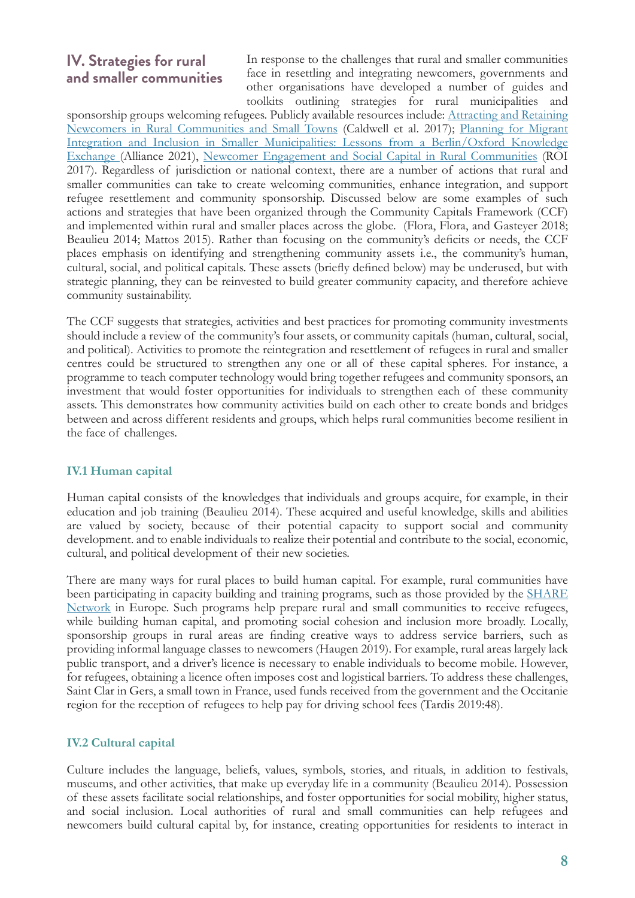## IV. Strategies for rural and smaller communities

In response to the challenges that rural and smaller communities face in resettling and integrating newcomers, governments and other organisations have developed a number of guides and toolkits outlining strategies for rural municipalities and sponsorship groups welcoming refugees. Publicly available resources include: [Attracting and Retaining Newcomers in Rural Communities and Small Towns] (Caldwell et al. 2017); [Planning for Migrant Integration and Inclusion in Smaller Municipalities: Lessons from a Berlin/Oxford Knowledge Exchange] (Alliance 2021), [Newcomer Engagement and Social Capital in Rural Communities] (ROI 2017). Regardless of jurisdiction or national context, there are a number of actions that rural and smaller communities can take to create welcoming communities, enhance integration, and support refugee resettlement and community sponsorship. Discussed below are some examples of such actions and strategies that have been organized through the Community Capitals Framework (CCF) and implemented within rural and smaller places across the globe. (Flora, Flora, and Gasteyer 2018; Beaulieu 2014; Mattos 2015). Rather than focusing on the community's deficits or needs, the CCF places emphasis on identifying and strengthening community assets i.e., the community's human, cultural, social, and political capitals. These assets (briefly defined below) may be underused, but with strategic planning, they can be reinvested to build greater community capacity, and therefore achieve community sustainability.

The CCF suggests that strategies, activities and best practices for promoting community investments should include a review of the community's four assets, or community capitals (human, cultural, social, and political). Activities to promote the reintegration and resettlement of refugees in rural and smaller centres could be structured to strengthen any one or all of these capital spheres. For instance, a programme to teach computer technology would bring together refugees and community sponsors, an investment that would foster opportunities for individuals to strengthen each of these community assets. This demonstrates how community activities build on each other to create bonds and bridges between and across different residents and groups, which helps rural communities become resilient in the face of challenges.

### IV.1 Human capital

Human capital consists of the knowledges that individuals and groups acquire, for example, in their education and job training (Beaulieu 2014). These acquired and useful knowledge, skills and abilities are valued by society, because of their potential capacity to support social and community development. and to enable individuals to realize their potential and contribute to the social, economic, cultural, and political development of their new societies.

There are many ways for rural places to build human capital. For example, rural communities have been participating in capacity building and training programs, such as those provided by the [SHARE Network] in Europe. Such programs help prepare rural and small communities to receive refugees, while building human capital, and promoting social cohesion and inclusion more broadly. Locally, sponsorship groups in rural areas are finding creative ways to address service barriers, such as providing informal language classes to newcomers (Haugen 2019). For example, rural areas largely lack public transport, and a driver's licence is necessary to enable individuals to become mobile. However, for refugees, obtaining a licence often imposes cost and logistical barriers. To address these challenges, Saint Clar in Gers, a small town in France, used funds received from the government and the Occitanie region for the reception of refugees to help pay for driving school fees (Tardis 2019:48).

### IV.2 Cultural capital

Culture includes the language, beliefs, values, symbols, stories, and rituals, in addition to festivals, museums, and other activities, that make up everyday life in a community (Beaulieu 2014). Possession of these assets facilitate social relationships, and foster opportunities for social mobility, higher status, and social inclusion. Local authorities of rural and small communities can help refugees and newcomers build cultural capital by, for instance, creating opportunities for residents to interact in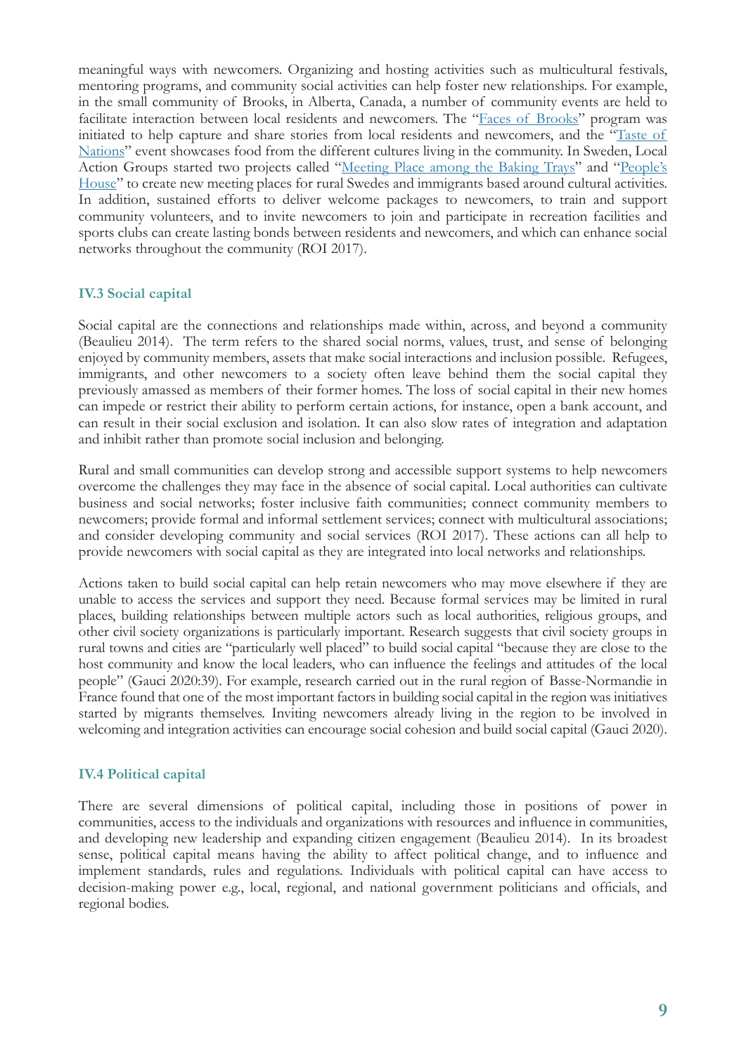meaningful ways with newcomers. Organizing and hosting activities such as multicultural festivals, mentoring programs, and community social activities can help foster new relationships. For example, in the small community of Brooks, in Alberta, Canada, a number of community events are held to facilitate interaction between local residents and newcomers. The "Faces of Brooks" program was initiated to help capture and share stories from local residents and newcomers, and the "Taste of Nations" event showcases food from the different cultures living in the community. In Sweden, Local Action Groups started two projects called "Meeting Place among the Baking Trays" and "People's House" to create new meeting places for rural Swedes and immigrants based around cultural activities. In addition, sustained efforts to deliver welcome packages to newcomers, to train and support community volunteers, and to invite newcomers to join and participate in recreation facilities and sports clubs can create lasting bonds between residents and newcomers, and which can enhance social networks throughout the community (ROI 2017).

### IV.3 Social capital

Social capital are the connections and relationships made within, across, and beyond a community (Beaulieu 2014). The term refers to the shared social norms, values, trust, and sense of belonging enjoyed by community members, assets that make social interactions and inclusion possible. Refugees, immigrants, and other newcomers to a society often leave behind them the social capital they previously amassed as members of their former homes. The loss of social capital in their new homes can impede or restrict their ability to perform certain actions, for instance, open a bank account, and can result in their social exclusion and isolation. It can also slow rates of integration and adaptation and inhibit rather than promote social inclusion and belonging.

Rural and small communities can develop strong and accessible support systems to help newcomers overcome the challenges they may face in the absence of social capital. Local authorities can cultivate business and social networks; foster inclusive faith communities; connect community members to newcomers; provide formal and informal settlement services; connect with multicultural associations; and consider developing community and social services (ROI 2017). These actions can all help to provide newcomers with social capital as they are integrated into local networks and relationships.

Actions taken to build social capital can help retain newcomers who may move elsewhere if they are unable to access the services and support they need. Because formal services may be limited in rural places, building relationships between multiple actors such as local authorities, religious groups, and other civil society organizations is particularly important. Research suggests that civil society groups in rural towns and cities are "particularly well placed" to build social capital "because they are close to the host community and know the local leaders, who can influence the feelings and attitudes of the local people" (Gauci 2020:39). For example, research carried out in the rural region of Basse-Normandie in France found that one of the most important factors in building social capital in the region was initiatives started by migrants themselves. Inviting newcomers already living in the region to be involved in welcoming and integration activities can encourage social cohesion and build social capital (Gauci 2020).

### IV.4 Political capital

There are several dimensions of political capital, including those in positions of power in communities, access to the individuals and organizations with resources and influence in communities, and developing new leadership and expanding citizen engagement (Beaulieu 2014). In its broadest sense, political capital means having the ability to affect political change, and to influence and implement standards, rules and regulations. Individuals with political capital can have access to decision-making power e.g., local, regional, and national government politicians and officials, and regional bodies.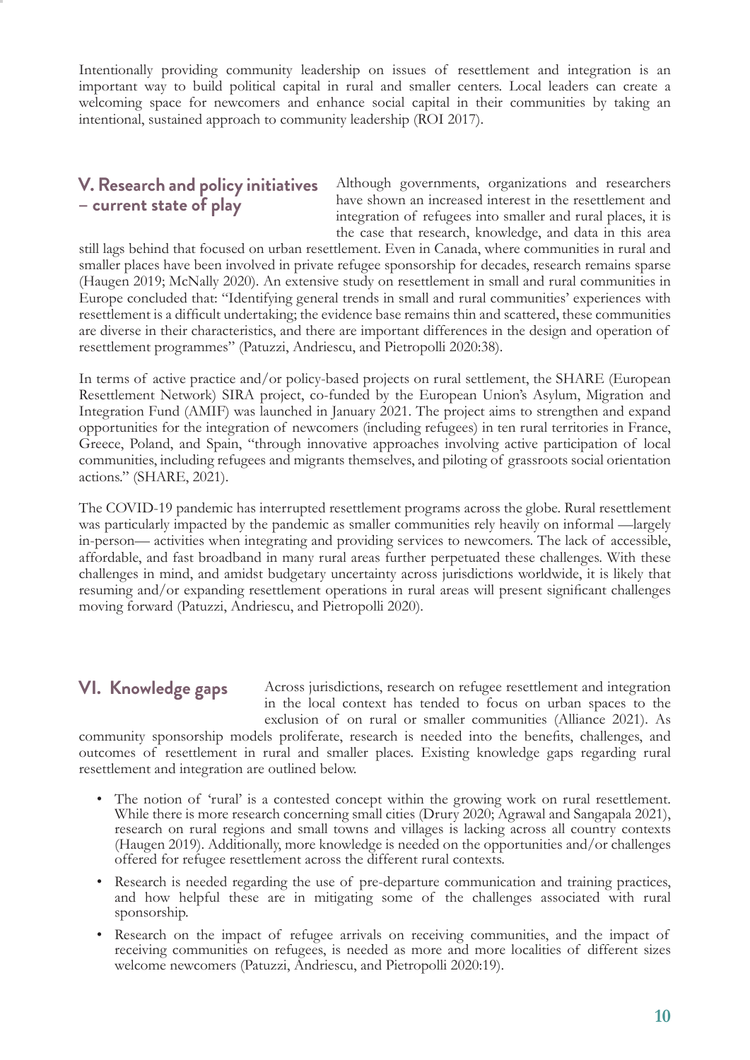Intentionally providing community leadership on issues of resettlement and integration is an important way to build political capital in rural and smaller centers. Local leaders can create a welcoming space for newcomers and enhance social capital in their communities by taking an intentional, sustained approach to community leadership (ROI 2017).

## V. Research and policy initiatives – current state of play

Although governments, organizations and researchers have shown an increased interest in the resettlement and integration of refugees into smaller and rural places, it is the case that research, knowledge, and data in this area still lags behind that focused on urban resettlement. Even in Canada, where communities in rural and smaller places have been involved in private refugee sponsorship for decades, research remains sparse (Haugen 2019; McNally 2020). An extensive study on resettlement in small and rural communities in Europe concluded that: "Identifying general trends in small and rural communities' experiences with resettlement is a difficult undertaking; the evidence base remains thin and scattered, these communities are diverse in their characteristics, and there are important differences in the design and operation of resettlement programmes" (Patuzzi, Andriescu, and Pietropolli 2020:38).

In terms of active practice and/or policy-based projects on rural settlement, the SHARE (European Resettlement Network) SIRA project, co-funded by the European Union's Asylum, Migration and Integration Fund (AMIF) was launched in January 2021. The project aims to strengthen and expand opportunities for the integration of newcomers (including refugees) in ten rural territories in France, Greece, Poland, and Spain, "through innovative approaches involving active participation of local communities, including refugees and migrants themselves, and piloting of grassroots social orientation actions." (SHARE, 2021).

The COVID-19 pandemic has interrupted resettlement programs across the globe. Rural resettlement was particularly impacted by the pandemic as smaller communities rely heavily on informal —largely in-person— activities when integrating and providing services to newcomers. The lack of accessible, affordable, and fast broadband in many rural areas further perpetuated these challenges. With these challenges in mind, and amidst budgetary uncertainty across jurisdictions worldwide, it is likely that resuming and/or expanding resettlement operations in rural areas will present significant challenges moving forward (Patuzzi, Andriescu, and Pietropolli 2020).

## VI. Knowledge gaps

Across jurisdictions, research on refugee resettlement and integration in the local context has tended to focus on urban spaces to the exclusion of on rural or smaller communities (Alliance 2021). As community sponsorship models proliferate, research is needed into the benefits, challenges, and outcomes of resettlement in rural and smaller places. Existing knowledge gaps regarding rural resettlement and integration are outlined below.

- The notion of 'rural' is a contested concept within the growing work on rural resettlement. While there is more research concerning small cities (Drury 2020; Agrawal and Sangapala 2021), research on rural regions and small towns and villages is lacking across all country contexts (Haugen 2019). Additionally, more knowledge is needed on the opportunities and/or challenges offered for refugee resettlement across the different rural contexts.
- Research is needed regarding the use of pre-departure communication and training practices, and how helpful these are in mitigating some of the challenges associated with rural sponsorship.
- Research on the impact of refugee arrivals on receiving communities, and the impact of receiving communities on refugees, is needed as more and more localities of different sizes welcome newcomers (Patuzzi, Andriescu, and Pietropolli 2020:19).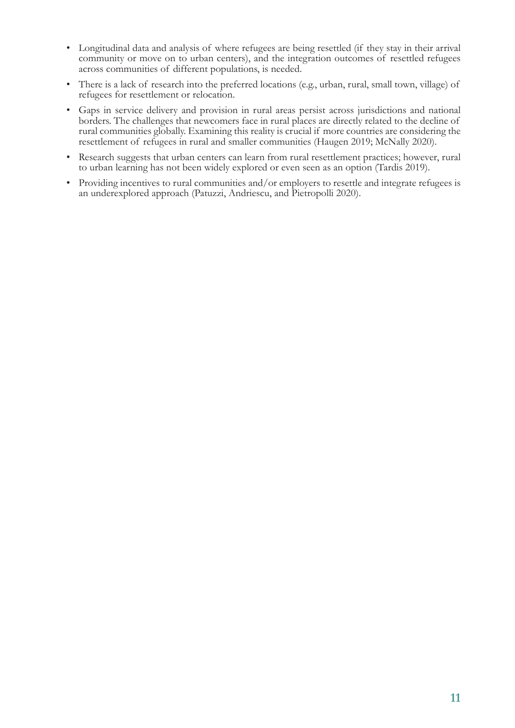- Longitudinal data and analysis of where refugees are being resettled (if they stay in their arrival community or move on to urban centers), and the integration outcomes of resettled refugees across communities of different populations, is needed.
- There is a lack of research into the preferred locations (e.g., urban, rural, small town, village) of refugees for resettlement or relocation.
- Gaps in service delivery and provision in rural areas persist across jurisdictions and national borders. The challenges that newcomers face in rural places are directly related to the decline of rural communities globally. Examining this reality is crucial if more countries are considering the resettlement of refugees in rural and smaller communities (Haugen 2019; McNally 2020).
- Research suggests that urban centers can learn from rural resettlement practices; however, rural to urban learning has not been widely explored or even seen as an option (Tardis 2019).
- Providing incentives to rural communities and/or employers to resettle and integrate refugees is an underexplored approach (Patuzzi, Andriescu, and Pietropolli 2020).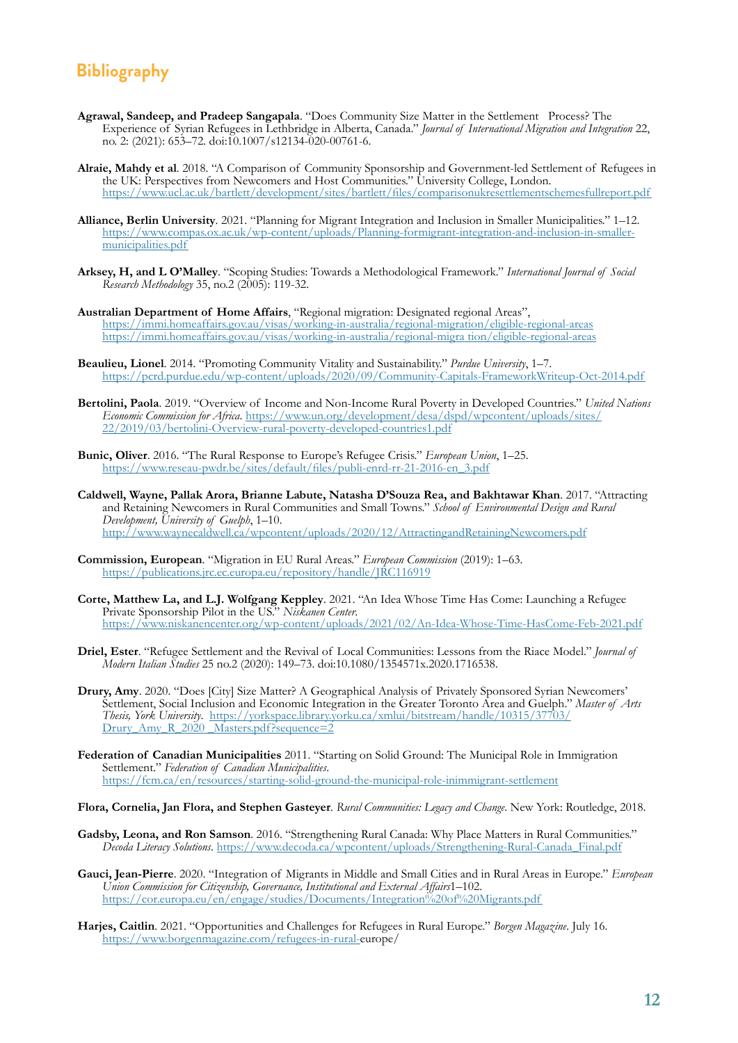## Bibliography

**Agrawal, Sandeep, and Pradeep Sangapala**. "Does Community Size Matter in the Settlement Process? The Experience of Syrian Refugees in Lethbridge in Alberta, Canada." *Journal of International Migration and Integration* 22, no. 2: (2021): 653–72. doi:10.1007/s12134-020-00761-6.

**Alraie, Mahdy et al**. 2018. "A Comparison of Community Sponsorship and Government-led Settlement of Refugees in the UK: Perspectives from Newcomers and Host Communities." University College, London. https://www.ucl.ac.uk/bartlett/development/sites/bartlett/files/comparisonukresettlementschemesfullreport.pdf

**Alliance, Berlin University**. 2021. "Planning for Migrant Integration and Inclusion in Smaller Municipalities." 1–12. https://www.compas.ox.ac.uk/wp-content/uploads/Planning-formigrant-integration-and-inclusion-in-smaller-municipalities.pdf

**Arksey, H, and L O'Malley**. "Scoping Studies: Towards a Methodological Framework." *International Journal of Social Research Methodology* 35, no.2 (2005): 119-32.

**Australian Department of Home Affairs**, "Regional migration: Designated regional Areas", https://immi.homeaffairs.gov.au/visas/working-in-australia/regional-migration/eligible-regional-areas https://immi.homeaffairs.gov.au/visas/working-in-australia/regional-migra tion/eligible-regional-areas

**Beaulieu, Lionel**. 2014. "Promoting Community Vitality and Sustainability." *Purdue University*, 1–7. https://pcrd.purdue.edu/wp-content/uploads/2020/09/Community-Capitals-FrameworkWriteup-Oct-2014.pdf

**Bertolini, Paola**. 2019. "Overview of Income and Non-Income Rural Poverty in Developed Countries." *United Nations Economic Commission for Africa*. https://www.un.org/development/desa/dspd/wpcontent/uploads/sites/22/2019/03/bertolini-Overview-rural-poverty-developed-countries1.pdf

**Bunic, Oliver**. 2016. "The Rural Response to Europe's Refugee Crisis." *European Union*, 1–25. https://www.reseau-pwdr.be/sites/default/files/publi-enrd-rr-21-2016-en_3.pdf

**Caldwell, Wayne, Pallak Arora, Brianne Labute, Natasha D'Souza Rea, and Bakhtawar Khan**. 2017. "Attracting and Retaining Newcomers in Rural Communities and Small Towns." *School of Environmental Design and Rural Development, University of Guelph*, 1–10. http://www.waynecaldwell.ca/wpcontent/uploads/2020/12/AttractingandRetainingNewcomers.pdf

**Commission, European**. "Migration in EU Rural Areas." *European Commission* (2019): 1–63. https://publications.jrc.ec.europa.eu/repository/handle/JRC116919

**Corte, Matthew La, and L.J. Wolfgang Keppley**. 2021. "An Idea Whose Time Has Come: Launching a Refugee Private Sponsorship Pilot in the US." *Niskanen Center*. https://www.niskanencenter.org/wp-content/uploads/2021/02/An-Idea-Whose-Time-HasCome-Feb-2021.pdf

**Driel, Ester**. "Refugee Settlement and the Revival of Local Communities: Lessons from the Riace Model." *Journal of Modern Italian Studies* 25 no.2 (2020): 149–73. doi:10.1080/1354571x.2020.1716538.

**Drury, Amy**. 2020. "Does [City] Size Matter? A Geographical Analysis of Privately Sponsored Syrian Newcomers' Settlement, Social Inclusion and Economic Integration in the Greater Toronto Area and Guelph." *Master of Arts Thesis, York University*. https://yorkspace.library.yorku.ca/xmlui/bitstream/handle/10315/37703/Drury_Amy_R_2020_Masters.pdf?sequence=2

**Federation of Canadian Municipalities** 2011. "Starting on Solid Ground: The Municipal Role in Immigration Settlement." *Federation of Canadian Municipalities*. https://fcm.ca/en/resources/starting-solid-ground-the-municipal-role-inimmigrant-settlement

**Flora, Cornelia, Jan Flora, and Stephen Gasteyer**. *Rural Communities: Legacy and Change*. New York: Routledge, 2018.

**Gadsby, Leona, and Ron Samson**. 2016. "Strengthening Rural Canada: Why Place Matters in Rural Communities." *Decoda Literacy Solutions*. https://www.decoda.ca/wpcontent/uploads/Strengthening-Rural-Canada_Final.pdf

**Gauci, Jean-Pierre**. 2020. "Integration of Migrants in Middle and Small Cities and in Rural Areas in Europe." *European Union Commission for Citizenship, Governance, Institutional and External Affairs*1–102. https://cor.europa.eu/en/engage/studies/Documents/Integration%20of%20Migrants.pdf

**Harjes, Caitlin**. 2021. "Opportunities and Challenges for Refugees in Rural Europe." *Borgen Magazine*. July 16. https://www.borgenmagazine.com/refugees-in-rural-europe/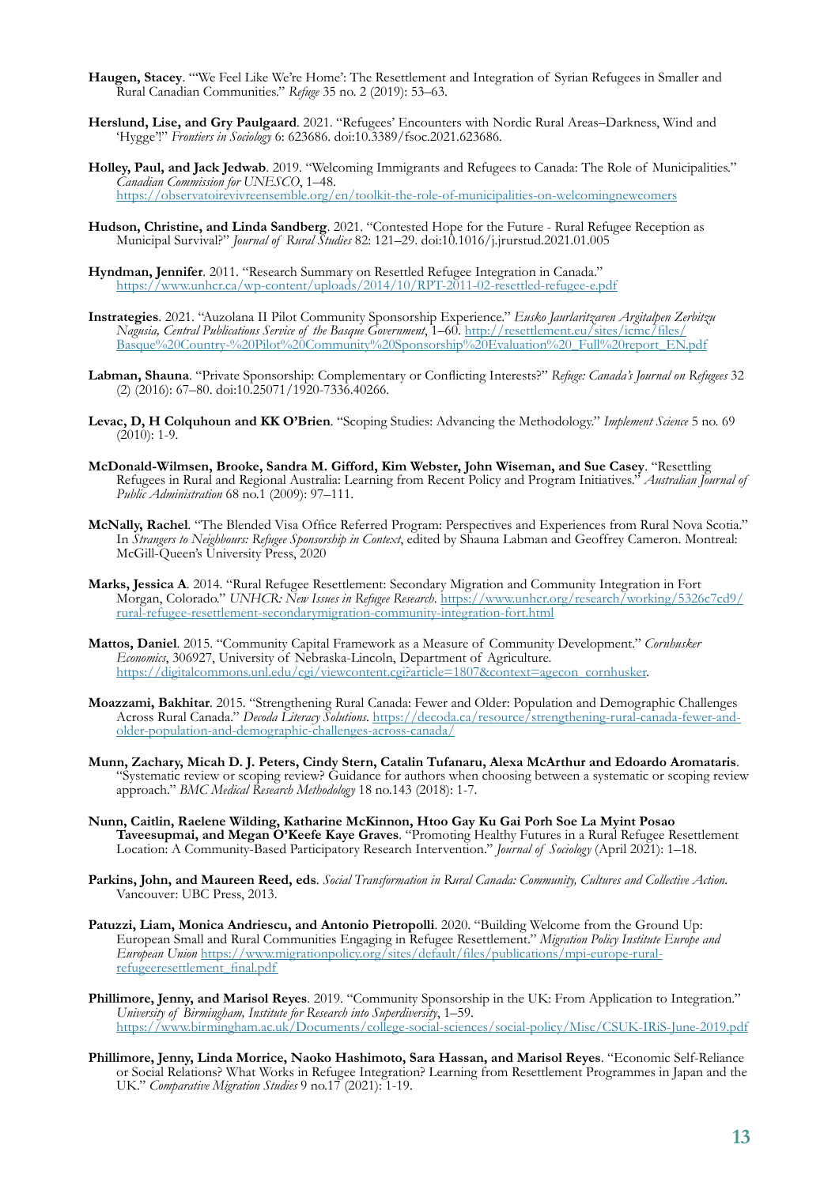**Haugen, Stacey**. "'We Feel Like We're Home': The Resettlement and Integration of Syrian Refugees in Smaller and Rural Canadian Communities." *Refuge* 35 no. 2 (2019): 53–63.

**Herslund, Lise, and Gry Paulgaard**. 2021. "Refugees' Encounters with Nordic Rural Areas–Darkness, Wind and 'Hygge'!" *Frontiers in Sociology* 6: 623686. doi:10.3389/fsoc.2021.623686.

**Holley, Paul, and Jack Jedwab**. 2019. "Welcoming Immigrants and Refugees to Canada: The Role of Municipalities." *Canadian Commission for UNESCO*, 1–48. https://observatoirevivreensemble.org/en/toolkit-the-role-of-municipalities-on-welcomingnewcomers

**Hudson, Christine, and Linda Sandberg**. 2021. "Contested Hope for the Future - Rural Refugee Reception as Municipal Survival?" *Journal of Rural Studies* 82: 121–29. doi:10.1016/j.jrurstud.2021.01.005

**Hyndman, Jennifer**. 2011. "Research Summary on Resettled Refugee Integration in Canada." https://www.unhcr.ca/wp-content/uploads/2014/10/RPT-2011-02-resettled-refugee-e.pdf

**Instrategies**. 2021. "Auzolana II Pilot Community Sponsorship Experience." *Eusko Jaurlaritzaren Argitalpen Zerbitzu Nagusia, Central Publications Service of the Basque Government*, 1–60. http://resettlement.eu/sites/icmc/files/Basque%20Country-%20Pilot%20Community%20Sponsorship%20Evaluation%20_Full%20report_EN.pdf

**Labman, Shauna**. "Private Sponsorship: Complementary or Conflicting Interests?" *Refuge: Canada's Journal on Refugees* 32 (2) (2016): 67–80. doi:10.25071/1920-7336.40266.

**Levac, D, H Colquhoun and KK O'Brien**. "Scoping Studies: Advancing the Methodology." *Implement Science* 5 no. 69 (2010): 1-9.

**McDonald-Wilmsen, Brooke, Sandra M. Gifford, Kim Webster, John Wiseman, and Sue Casey**. "Resettling Refugees in Rural and Regional Australia: Learning from Recent Policy and Program Initiatives." *Australian Journal of Public Administration* 68 no.1 (2009): 97–111.

**McNally, Rachel**. "The Blended Visa Office Referred Program: Perspectives and Experiences from Rural Nova Scotia." In *Strangers to Neighbours: Refugee Sponsorship in Context*, edited by Shauna Labman and Geoffrey Cameron. Montreal: McGill-Queen's University Press, 2020

**Marks, Jessica A**. 2014. "Rural Refugee Resettlement: Secondary Migration and Community Integration in Fort Morgan, Colorado." *UNHCR: New Issues in Refugee Research*. https://www.unhcr.org/research/working/5326c7cd9/rural-refugee-resettlement-secondarymigration-community-integration-fort.html

**Mattos, Daniel**. 2015. "Community Capital Framework as a Measure of Community Development." *Cornhusker Economics*, 306927, University of Nebraska-Lincoln, Department of Agriculture. https://digitalcommons.unl.edu/cgi/viewcontent.cgi?article=1807&context=agecon_cornhusker.

**Moazzami, Bakhitar**. 2015. "Strengthening Rural Canada: Fewer and Older: Population and Demographic Challenges Across Rural Canada." *Decoda Literacy Solutions*. https://decoda.ca/resource/strengthening-rural-canada-fewer-and-older-population-and-demographic-challenges-across-canada/

**Munn, Zachary, Micah D. J. Peters, Cindy Stern, Catalin Tufanaru, Alexa McArthur and Edoardo Aromataris**. "Systematic review or scoping review? Guidance for authors when choosing between a systematic or scoping review approach." *BMC Medical Research Methodology* 18 no.143 (2018): 1-7.

**Nunn, Caitlin, Raelene Wilding, Katharine McKinnon, Htoo Gay Ku Gai Porh Soe La Myint Posao Taveesupmai, and Megan O'Keefe Kaye Graves**. "Promoting Healthy Futures in a Rural Refugee Resettlement Location: A Community-Based Participatory Research Intervention." *Journal of Sociology* (April 2021): 1–18.

**Parkins, John, and Maureen Reed, eds**. *Social Transformation in Rural Canada: Community, Cultures and Collective Action*. Vancouver: UBC Press, 2013.

**Patuzzi, Liam, Monica Andriescu, and Antonio Pietropolli**. 2020. "Building Welcome from the Ground Up: European Small and Rural Communities Engaging in Refugee Resettlement." *Migration Policy Institute Europe and European Union* https://www.migrationpolicy.org/sites/default/files/publications/mpi-europe-rural-refugeeresettlement_final.pdf

**Phillimore, Jenny, and Marisol Reyes**. 2019. "Community Sponsorship in the UK: From Application to Integration." *University of Birmingham, Institute for Research into Superdiversity*, 1–59. https://www.birmingham.ac.uk/Documents/college-social-sciences/social-policy/Misc/CSUK-IRiS-June-2019.pdf

**Phillimore, Jenny, Linda Morrice, Naoko Hashimoto, Sara Hassan, and Marisol Reyes**. "Economic Self-Reliance or Social Relations? What Works in Refugee Integration? Learning from Resettlement Programmes in Japan and the UK." *Comparative Migration Studies* 9 no.17 (2021): 1-19.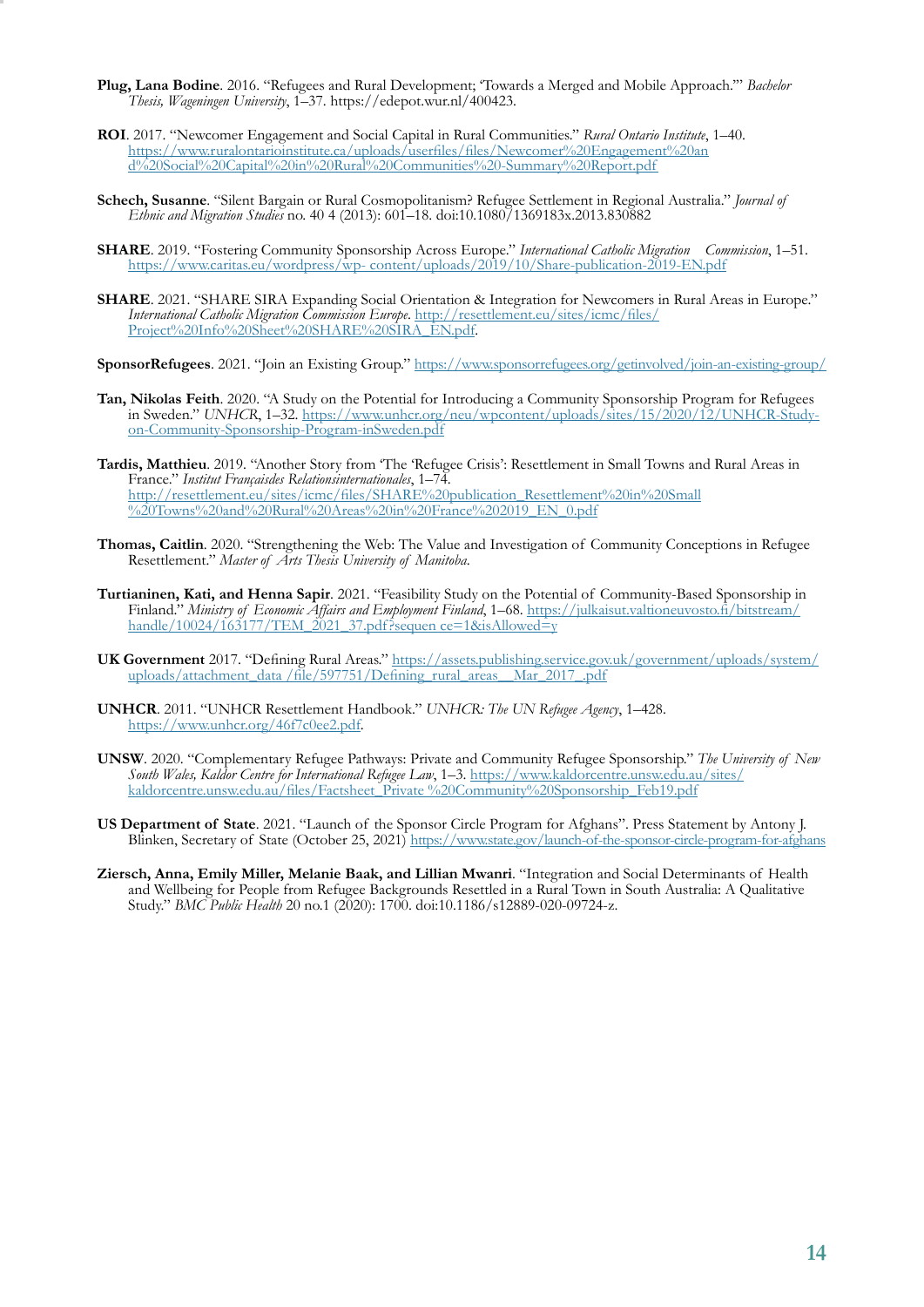**Plug, Lana Bodine**. 2016. "Refugees and Rural Development; 'Towards a Merged and Mobile Approach.'" *Bachelor Thesis, Wageningen University*, 1–37. https://edepot.wur.nl/400423.

**ROI**. 2017. "Newcomer Engagement and Social Capital in Rural Communities." *Rural Ontario Institute*, 1–40. https://www.ruralontarioinstitute.ca/uploads/userfiles/files/Newcomer%20Engagement%20and%20Social%20Capital%20in%20Rural%20Communities%20-Summary%20Report.pdf

**Schech, Susanne**. "Silent Bargain or Rural Cosmopolitanism? Refugee Settlement in Regional Australia." *Journal of Ethnic and Migration Studies* no. 40 4 (2013): 601–18. doi:10.1080/1369183x.2013.830882

**SHARE**. 2019. "Fostering Community Sponsorship Across Europe." *International Catholic Migration Commission*, 1–51. https://www.caritas.eu/wordpress/wp- content/uploads/2019/10/Share-publication-2019-EN.pdf

**SHARE**. 2021. "SHARE SIRA Expanding Social Orientation & Integration for Newcomers in Rural Areas in Europe." *International Catholic Migration Commission Europe*. http://resettlement.eu/sites/icmc/files/Project%20Info%20Sheet%20SHARE%20SIRA_EN.pdf.

**SponsorRefugees**. 2021. "Join an Existing Group." https://www.sponsorrefugees.org/getinvolved/join-an-existing-group/

**Tan, Nikolas Feith**. 2020. "A Study on the Potential for Introducing a Community Sponsorship Program for Refugees in Sweden." *UNHCR*, 1–32. https://www.unhcr.org/neu/wpcontent/uploads/sites/15/2020/12/UNHCR-Study-on-Community-Sponsorship-Program-inSweden.pdf

**Tardis, Matthieu**. 2019. "Another Story from 'The 'Refugee Crisis': Resettlement in Small Towns and Rural Areas in France." *Institut Françaisdes Relationsinternationales*, 1–74. http://resettlement.eu/sites/icmc/files/SHARE%20publication_Resettlement%20in%20Small%20Towns%20and%20Rural%20Areas%20in%20France%202019_EN_0.pdf

**Thomas, Caitlin**. 2020. "Strengthening the Web: The Value and Investigation of Community Conceptions in Refugee Resettlement." *Master of Arts Thesis University of Manitoba*.

**Turtianinen, Kati, and Henna Sapir**. 2021. "Feasibility Study on the Potential of Community-Based Sponsorship in Finland." *Ministry of Economic Affairs and Employment Finland*, 1–68. https://julkaisut.valtioneuvosto.fi/bitstream/handle/10024/163177/TEM_2021_37.pdf?sequen ce=1&isAllowed=y

**UK Government** 2017. "Defining Rural Areas." https://assets.publishing.service.gov.uk/government/uploads/system/uploads/attachment_data /file/597751/Defining_rural_areas__Mar_2017_.pdf

**UNHCR**. 2011. "UNHCR Resettlement Handbook." *UNHCR: The UN Refugee Agency*, 1–428. https://www.unhcr.org/46f7c0ee2.pdf.

**UNSW**. 2020. "Complementary Refugee Pathways: Private and Community Refugee Sponsorship." *The University of New South Wales, Kaldor Centre for International Refugee Law*, 1–3. https://www.kaldorcentre.unsw.edu.au/sites/kaldorcentre.unsw.edu.au/files/Factsheet_Private %20Community%20Sponsorship_Feb19.pdf

**US Department of State**. 2021. "Launch of the Sponsor Circle Program for Afghans". Press Statement by Antony J. Blinken, Secretary of State (October 25, 2021) https://www.state.gov/launch-of-the-sponsor-circle-program-for-afghans

**Ziersch, Anna, Emily Miller, Melanie Baak, and Lillian Mwanri**. "Integration and Social Determinants of Health and Wellbeing for People from Refugee Backgrounds Resettled in a Rural Town in South Australia: A Qualitative Study." *BMC Public Health* 20 no.1 (2020): 1700. doi:10.1186/s12889-020-09724-z.